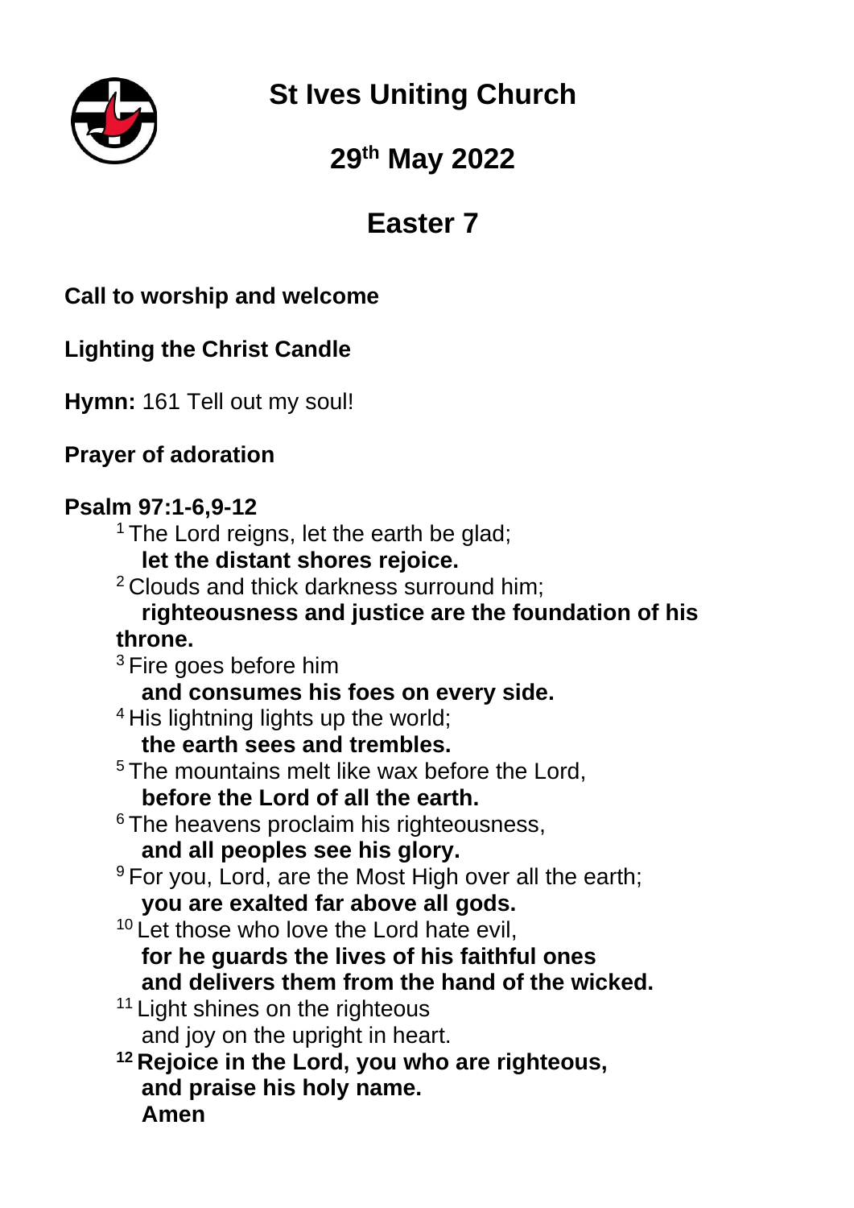# St Ives Uniting Church

## 29th May 2022

## Easter 7

**Call to worship and welcome**

**Lighting the Christ Candle**

**Hymn:** 161 Tell out my soul!

**Prayer of adoration**

**Psalm 97:1-6,9-12**

[1] The Lord reigns, let the earth be glad;
**let the distant shores rejoice.**
[2] Clouds and thick darkness surround him;
**righteousness and justice are the foundation of his throne.**
[3] Fire goes before him
**and consumes his foes on every side.**
[4] His lightning lights up the world;
**the earth sees and trembles.**
[5] The mountains melt like wax before the Lord,
**before the Lord of all the earth.**
[6] The heavens proclaim his righteousness,
**and all peoples see his glory.**
[9] For you, Lord, are the Most High over all the earth;
**you are exalted far above all gods.**
[10] Let those who love the Lord hate evil,
**for he guards the lives of his faithful ones**
**and delivers them from the hand of the wicked.**
[11] Light shines on the righteous
and joy on the upright in heart.
**[12] Rejoice in the Lord, you who are righteous,**
**and praise his holy name.**
**Amen**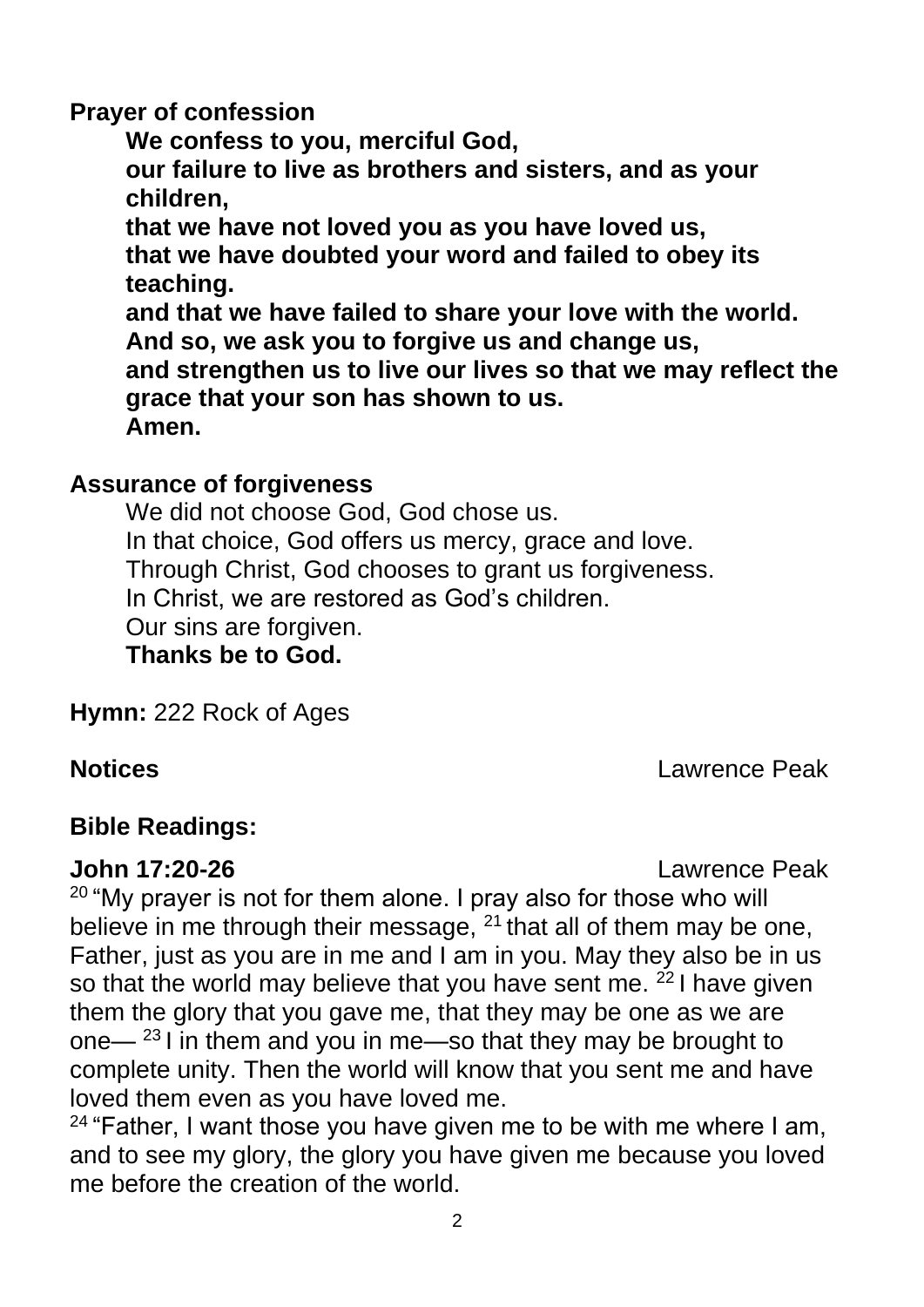**Prayer of confession**

**We confess to you, merciful God,**
**our failure to live as brothers and sisters, and as your children,**
**that we have not loved you as you have loved us,**
**that we have doubted your word and failed to obey its teaching.**
**and that we have failed to share your love with the world.**
**And so, we ask you to forgive us and change us,**
**and strengthen us to live our lives so that we may reflect the grace that your son has shown to us.**
**Amen.**

**Assurance of forgiveness**

We did not choose God, God chose us.
In that choice, God offers us mercy, grace and love.
Through Christ, God chooses to grant us forgiveness.
In Christ, we are restored as God's children.
Our sins are forgiven.
**Thanks be to God.**

**Hymn:** 222 Rock of Ages

**Notices** Lawrence Peak

**Bible Readings:**

**John 17:20-26** Lawrence Peak

[20] "My prayer is not for them alone. I pray also for those who will believe in me through their message, [21] that all of them may be one, Father, just as you are in me and I am in you. May they also be in us so that the world may believe that you have sent me. [22] I have given them the glory that you gave me, that they may be one as we are one— [23] I in them and you in me—so that they may be brought to complete unity. Then the world will know that you sent me and have loved them even as you have loved me.
[24] "Father, I want those you have given me to be with me where I am, and to see my glory, the glory you have given me because you loved me before the creation of the world.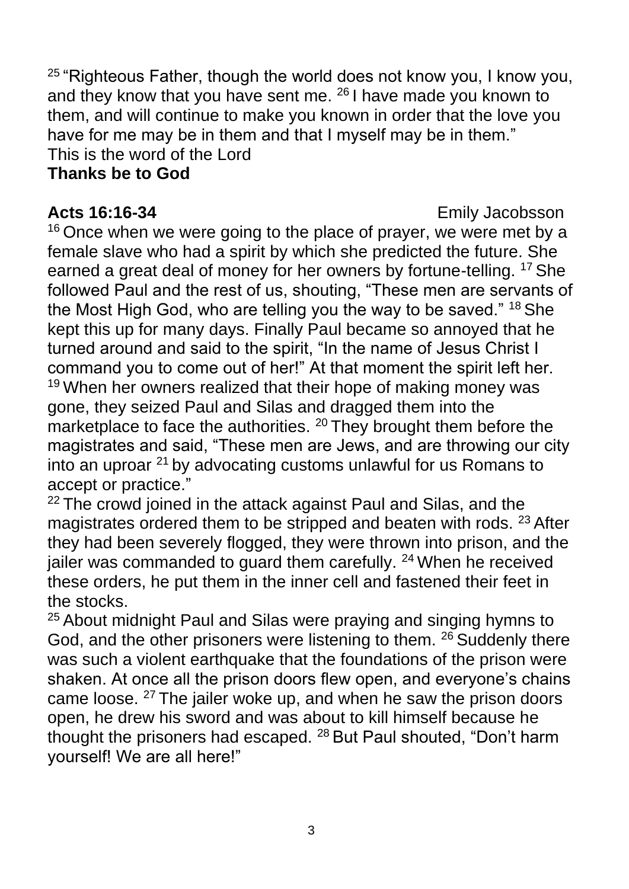[25] "Righteous Father, though the world does not know you, I know you, and they know that you have sent me. [26] I have made you known to them, and will continue to make you known in order that the love you have for me may be in them and that I myself may be in them."
This is the word of the Lord
**Thanks be to God**

**Acts 16:16-34** Emily Jacobsson

[16] Once when we were going to the place of prayer, we were met by a female slave who had a spirit by which she predicted the future. She earned a great deal of money for her owners by fortune-telling. [17] She followed Paul and the rest of us, shouting, "These men are servants of the Most High God, who are telling you the way to be saved." [18] She kept this up for many days. Finally Paul became so annoyed that he turned around and said to the spirit, "In the name of Jesus Christ I command you to come out of her!" At that moment the spirit left her.
[19] When her owners realized that their hope of making money was gone, they seized Paul and Silas and dragged them into the marketplace to face the authorities. [20] They brought them before the magistrates and said, "These men are Jews, and are throwing our city into an uproar [21] by advocating customs unlawful for us Romans to accept or practice."
[22] The crowd joined in the attack against Paul and Silas, and the magistrates ordered them to be stripped and beaten with rods. [23] After they had been severely flogged, they were thrown into prison, and the jailer was commanded to guard them carefully. [24] When he received these orders, he put them in the inner cell and fastened their feet in the stocks.
[25] About midnight Paul and Silas were praying and singing hymns to God, and the other prisoners were listening to them. [26] Suddenly there was such a violent earthquake that the foundations of the prison were shaken. At once all the prison doors flew open, and everyone's chains came loose. [27] The jailer woke up, and when he saw the prison doors open, he drew his sword and was about to kill himself because he thought the prisoners had escaped. [28] But Paul shouted, "Don't harm yourself! We are all here!"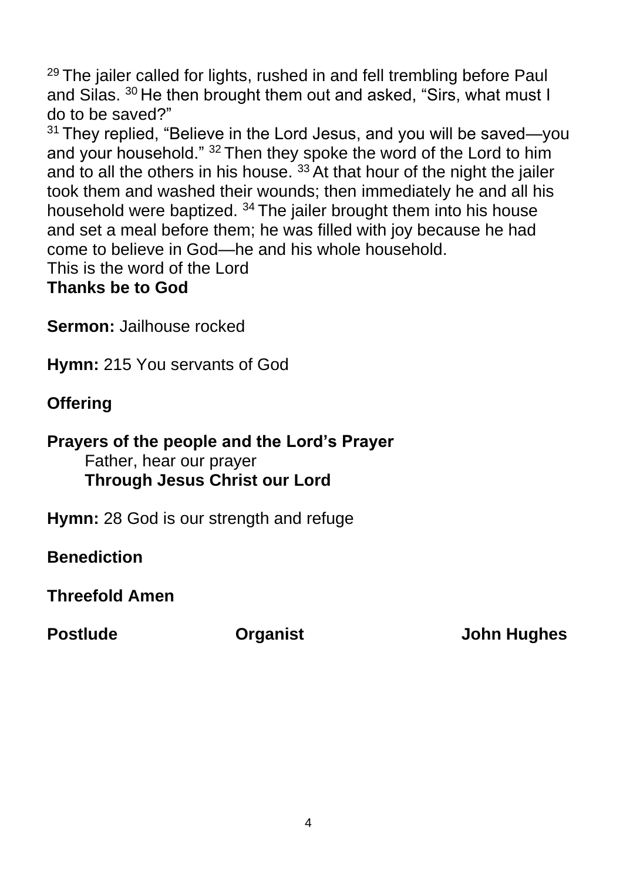[29] The jailer called for lights, rushed in and fell trembling before Paul and Silas. [30] He then brought them out and asked, "Sirs, what must I do to be saved?"
[31] They replied, "Believe in the Lord Jesus, and you will be saved—you and your household." [32] Then they spoke the word of the Lord to him and to all the others in his house. [33] At that hour of the night the jailer took them and washed their wounds; then immediately he and all his household were baptized. [34] The jailer brought them into his house and set a meal before them; he was filled with joy because he had come to believe in God—he and his whole household.
This is the word of the Lord
**Thanks be to God**

**Sermon:** Jailhouse rocked

**Hymn:** 215 You servants of God

**Offering**

**Prayers of the people and the Lord's Prayer**
Father, hear our prayer
**Through Jesus Christ our Lord**

**Hymn:** 28 God is our strength and refuge

**Benediction**

**Threefold Amen**

**Postlude** **Organist** **John Hughes**